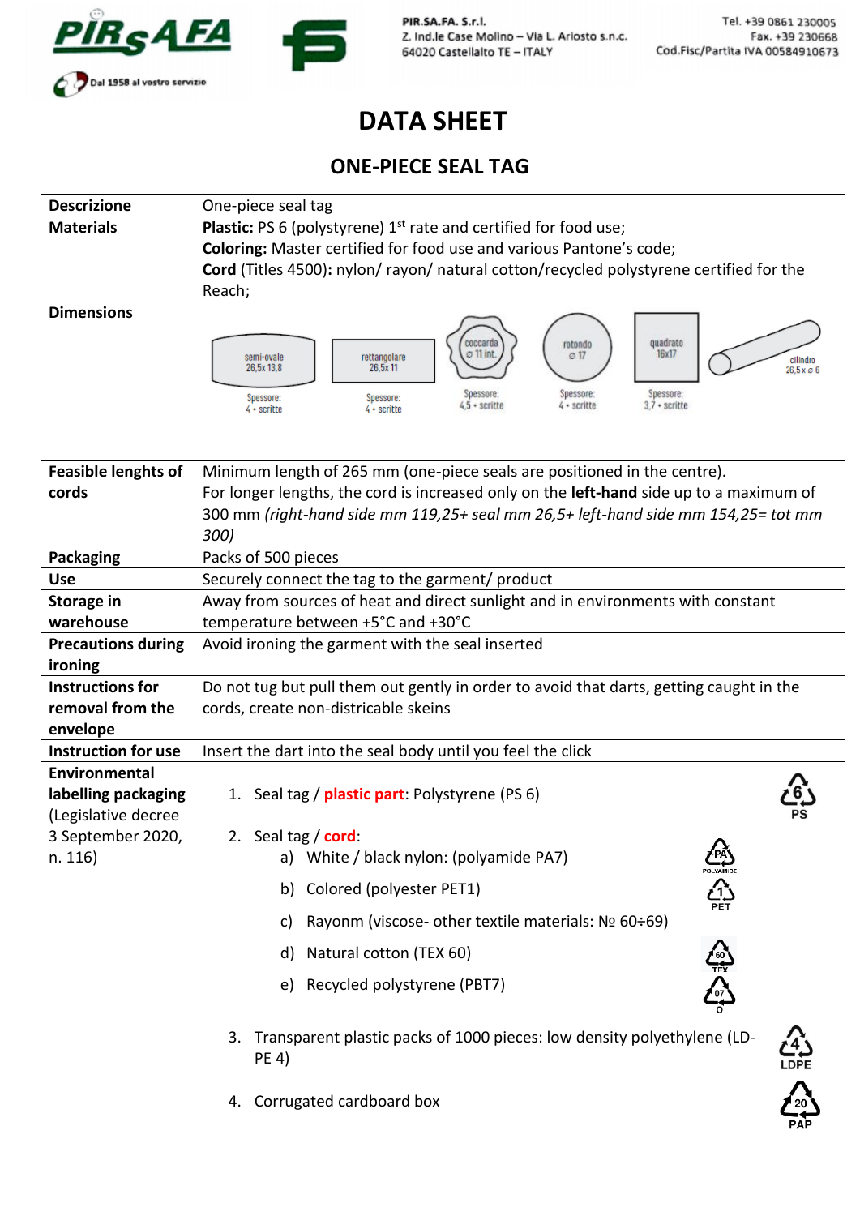PIR.SA.FA. S.r.l.
Z. Ind.le Case Molino – Via L. Ariosto s.n.c.
64020 Castellalto TE – ITALY

Tel. +39 0861 230005
Fax. +39 230668
Cod.Fisc/Partita IVA 00584910673

Dal 1958 al vostro servizio

# DATA SHEET

## ONE-PIECE SEAL TAG

| | |
|---|---|
| **Descrizione** | One-piece seal tag |
| **Materials** | **Plastic:** PS 6 (polystyrene) 1st rate and certified for food use;<br>**Coloring:** Master certified for food use and various Pantone's code;<br>**Cord** (Titles 4500)**:** nylon/ rayon/ natural cotton/recycled polystyrene certified for the Reach; |
| **Dimensions** | semi-ovale 26,5x 13,8 – Spessore: 4 + scritte; rettangolare 26,5x 11 – Spessore: 4 + scritte; coccarda ⌀ 11 int. – Spessore: 4,5 + scritte; rotondo ⌀ 17 – Spessore: 4 + scritte; quadrato 16x17 – Spessore: 3,7 + scritte; cilindro 26,5 x ⌀ 6 |
| **Feasible lenghts of cords** | Minimum length of 265 mm (one-piece seals are positioned in the centre).<br>For longer lengths, the cord is increased only on the **left-hand** side up to a maximum of 300 mm *(right-hand side mm 119,25+ seal mm 26,5+ left-hand side mm 154,25= tot mm 300)* |
| **Packaging** | Packs of 500 pieces |
| **Use** | Securely connect the tag to the garment/ product |
| **Storage in warehouse** | Away from sources of heat and direct sunlight and in environments with constant temperature between +5°C and +30°C |
| **Precautions during ironing** | Avoid ironing the garment with the seal inserted |
| **Instructions for removal from the envelope** | Do not tug but pull them out gently in order to avoid that darts, getting caught in the cords, create non-districable skeins |
| **Instruction for use** | Insert the dart into the seal body until you feel the click |
| **Environmental labelling packaging** (Legislative decree 3 September 2020, n. 116) | 1. Seal tag / **plastic part**: Polystyrene (PS 6) — 6 PS<br>2. Seal tag / **cord**:<br>a) White / black nylon: (polyamide PA7) — PA POLYAMIDE<br>b) Colored (polyester PET1) — 1 PET<br>c) Rayonm (viscose- other textile materials: № 60÷69)<br>d) Natural cotton (TEX 60) — 60 TEX<br>e) Recycled polystyrene (PBT7) — 07 O<br>3. Transparent plastic packs of 1000 pieces: low density polyethylene (LD-PE 4) — 4 LDPE<br>4. Corrugated cardboard box — 20 PAP |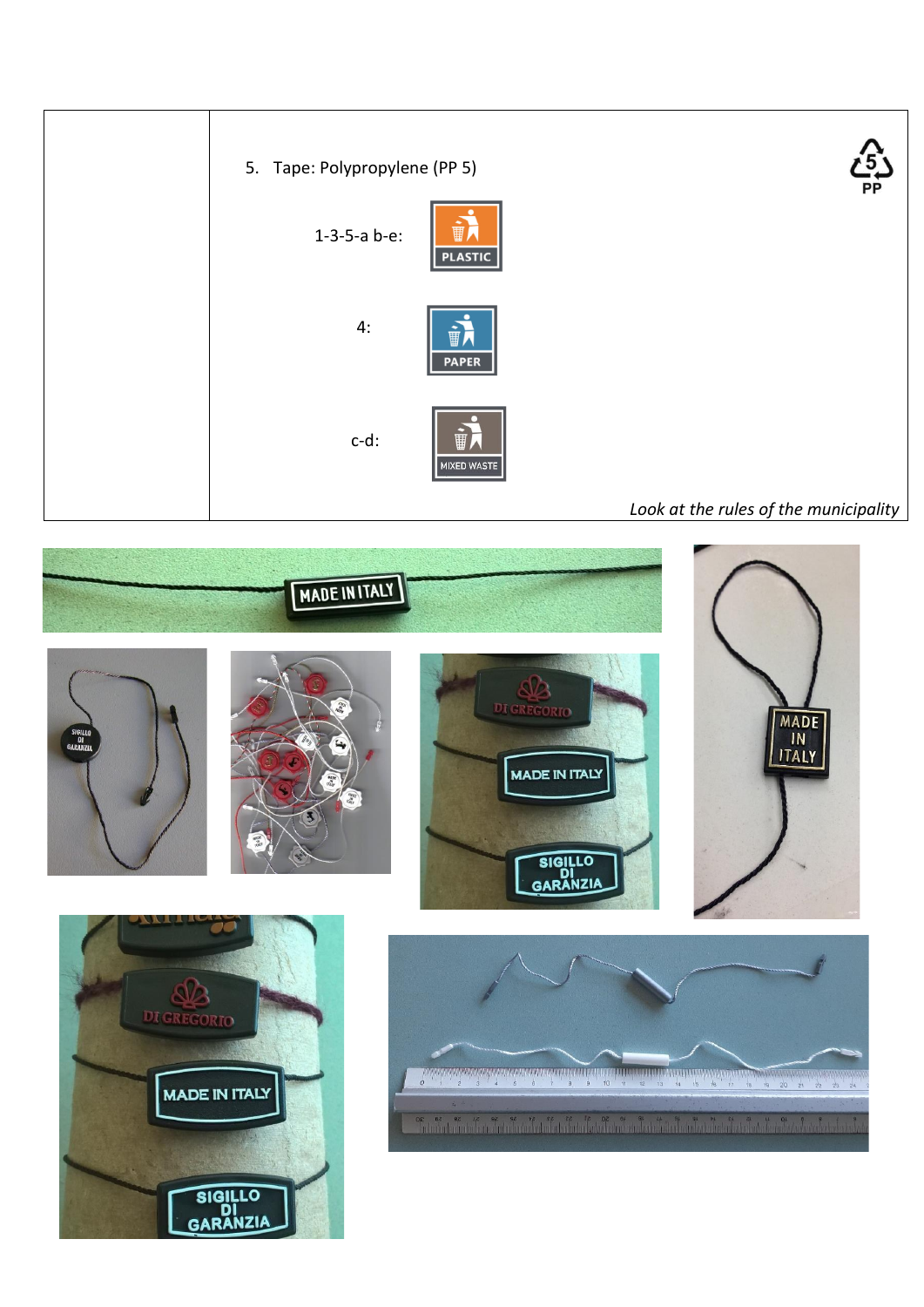| | |
|---|---|
| | 5. Tape: Polypropylene (PP 5)<br><br>PP<br><br>1-3-5-a b-e: PLASTIC<br><br>4: PAPER<br><br>c-d: MIXED WASTE<br><br>*Look at the rules of the municipality* |